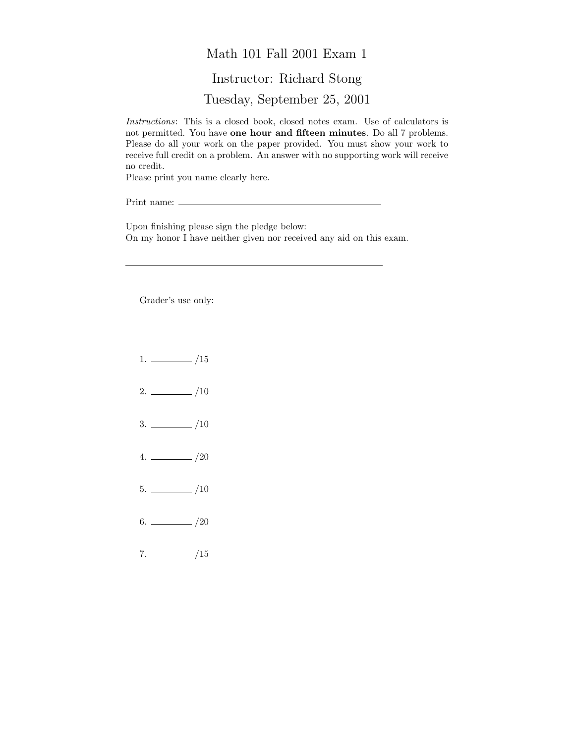# Math 101 Fall 2001 Exam 1

## Instructor: Richard Stong

## Tuesday, September 25, 2001

*Instructions*: This is a closed book, closed notes exam. Use of calculators is not permitted. You have **one hour and fifteen minutes**. Do all 7 problems. Please do all your work on the paper provided. You must show your work to receive full credit on a problem. An answer with no supporting work will receive no credit.

Please print you name clearly here.

Print name: \_\_\_\_\_\_\_\_\_\_\_\_\_\_\_\_\_\_\_\_\_\_\_\_\_\_\_\_\_\_\_\_\_\_\_\_\_\_\_\_

Upon finishing please sign the pledge below:
On my honor I have neither given nor received any aid on this exam.

\_\_\_\_\_\_\_\_\_\_\_\_\_\_\_\_\_\_\_\_\_\_\_\_\_\_\_\_\_\_\_\_\_\_\_\_\_\_\_\_\_\_\_\_\_\_\_\_

Grader's use only:

1. \_\_\_\_\_\_\_\_ /15

2. \_\_\_\_\_\_\_\_ /10

3. \_\_\_\_\_\_\_\_ /10

4. \_\_\_\_\_\_\_\_ /20

5. \_\_\_\_\_\_\_\_ /10

6. \_\_\_\_\_\_\_\_ /20

7. \_\_\_\_\_\_\_\_ /15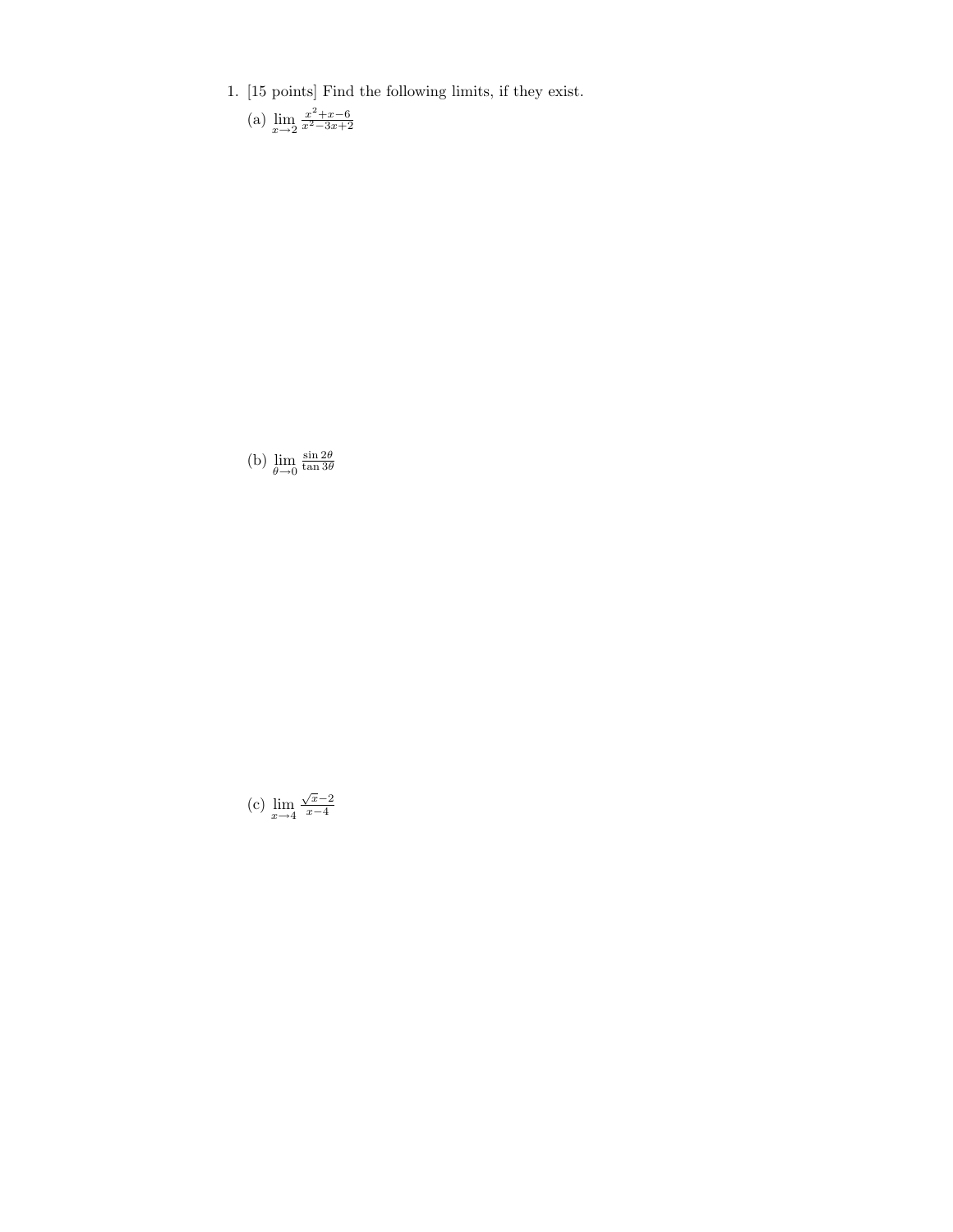1. [15 points] Find the following limits, if they exist.

   (a) $\lim_{x \to 2} \frac{x^2+x-6}{x^2-3x+2}$

   (b) $\lim_{\theta \to 0} \frac{\sin 2\theta}{\tan 3\theta}$

   (c) $\lim_{x \to 4} \frac{\sqrt{x}-2}{x-4}$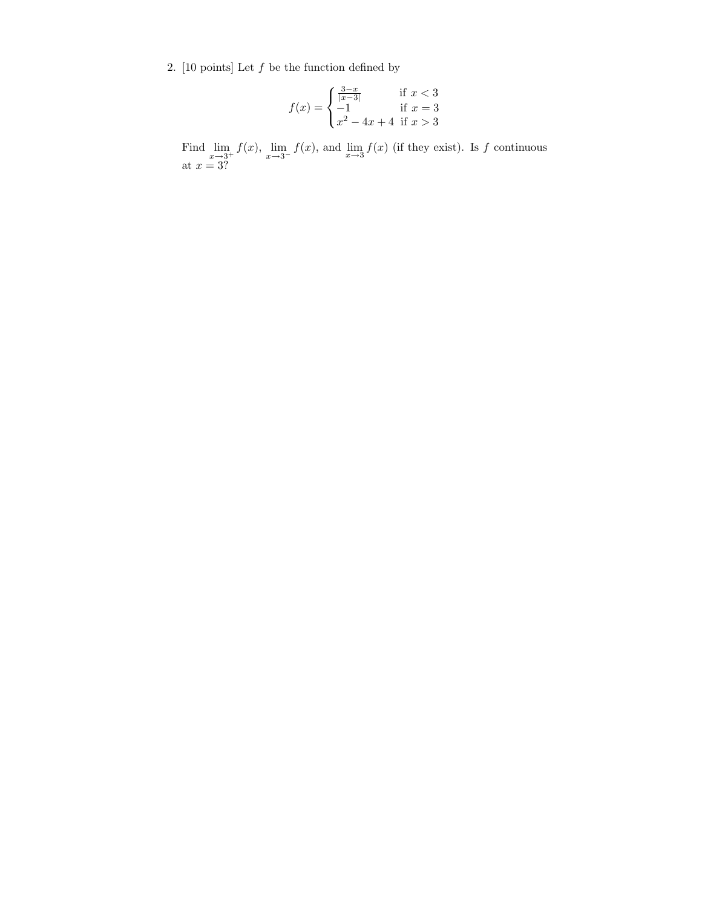2. [10 points] Let $f$ be the function defined by

$$f(x) = \begin{cases} \frac{3-x}{|x-3|} & \text{if } x < 3 \\ -1 & \text{if } x = 3 \\ x^2 - 4x + 4 & \text{if } x > 3 \end{cases}$$

Find $\lim_{x \to 3^+} f(x)$, $\lim_{x \to 3^-} f(x)$, and $\lim_{x \to 3} f(x)$ (if they exist). Is $f$ continuous at $x = 3$?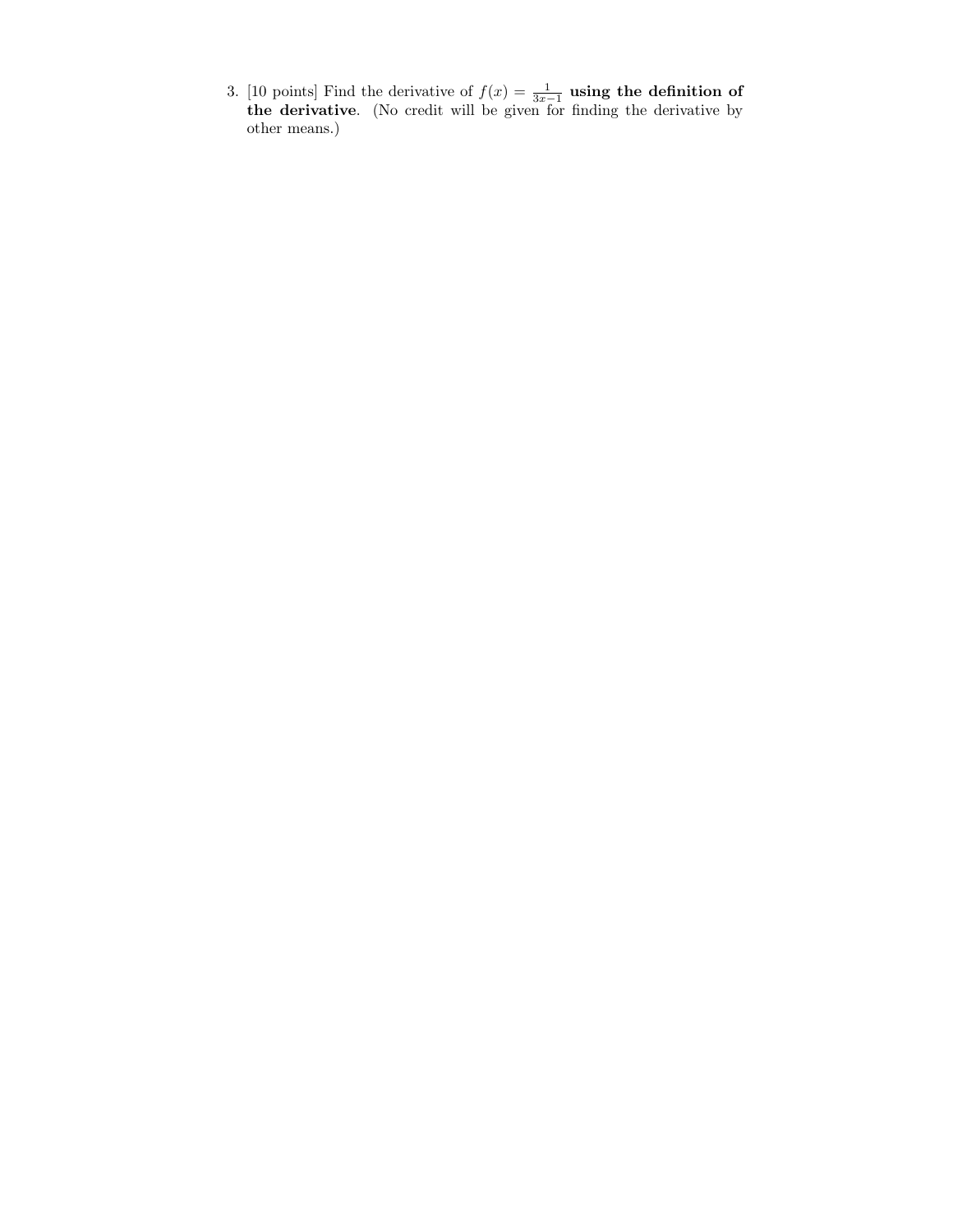3. [10 points] Find the derivative of $f(x) = \frac{1}{3x-1}$ **using the definition of the derivative**. (No credit will be given for finding the derivative by other means.)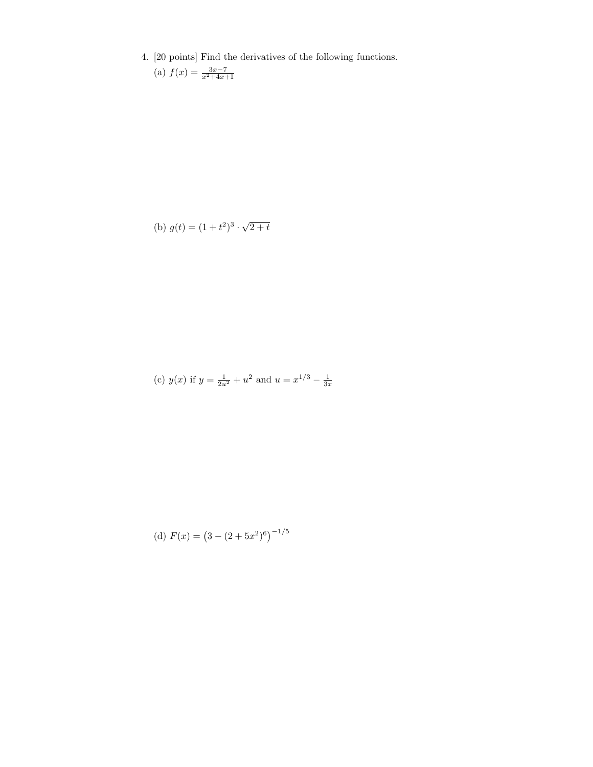4. [20 points] Find the derivatives of the following functions.

(a) $f(x) = \frac{3x-7}{x^2+4x+1}$

(b) $g(t) = (1+t^2)^3 \cdot \sqrt{2+t}$

(c) $y(x)$ if $y = \frac{1}{2u^2} + u^2$ and $u = x^{1/3} - \frac{1}{3x}$

(d) $F(x) = \left(3 - (2+5x^2)^6\right)^{-1/5}$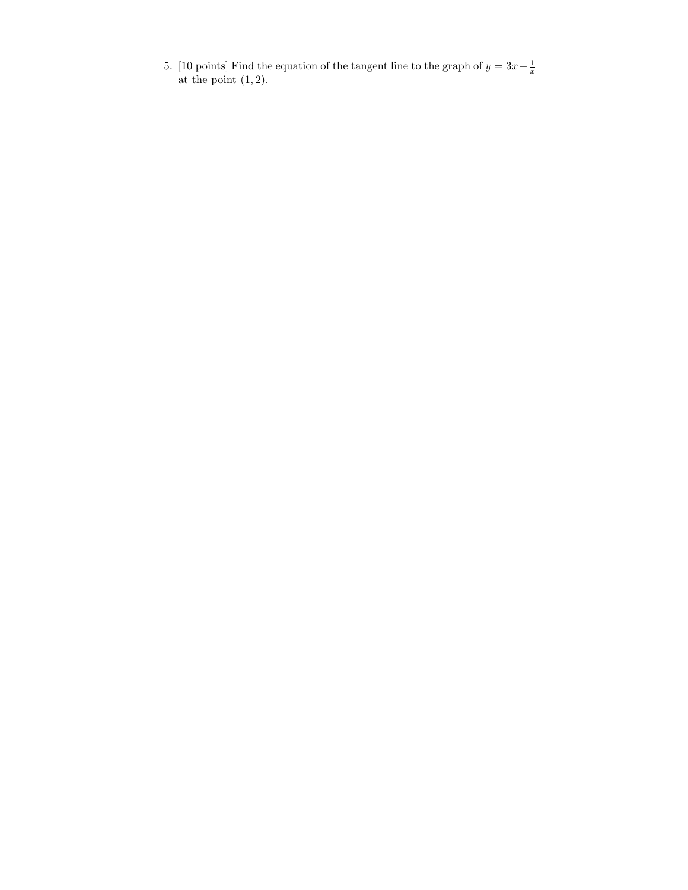5. [10 points] Find the equation of the tangent line to the graph of $y = 3x - \frac{1}{x}$ at the point $(1, 2)$.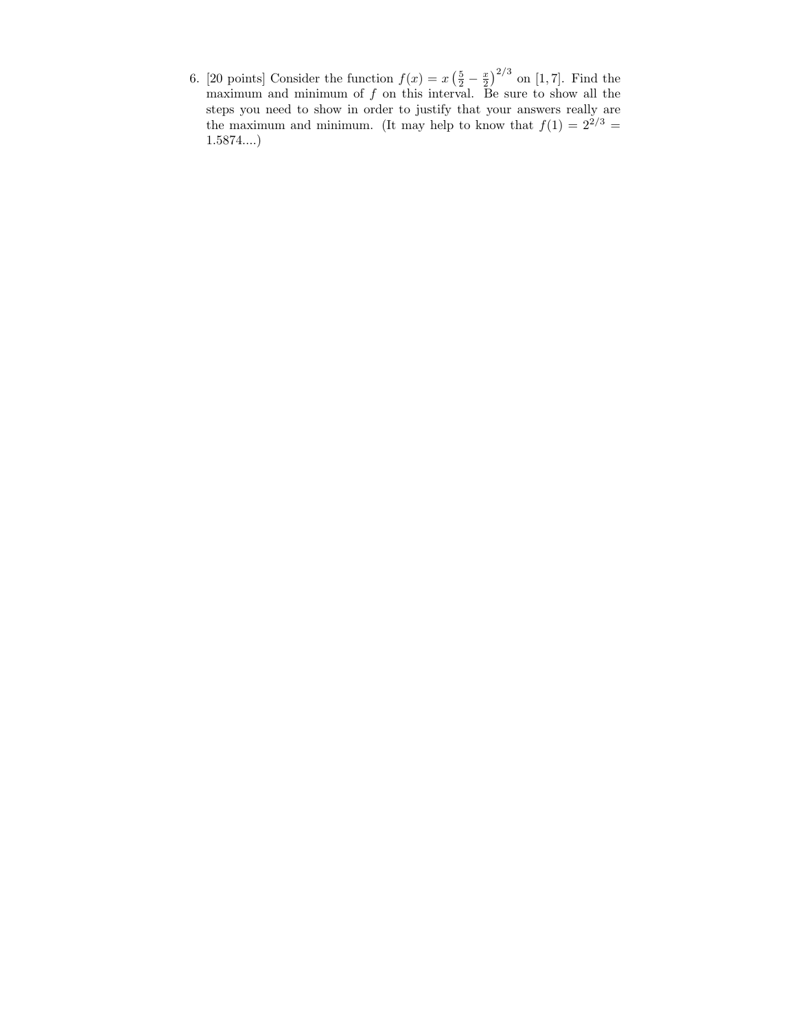6. [20 points] Consider the function $f(x) = x\left(\frac{5}{2} - \frac{x}{2}\right)^{2/3}$ on $[1, 7]$. Find the maximum and minimum of $f$ on this interval. Be sure to show all the steps you need to show in order to justify that your answers really are the maximum and minimum. (It may help to know that $f(1) = 2^{2/3} = 1.5874....$)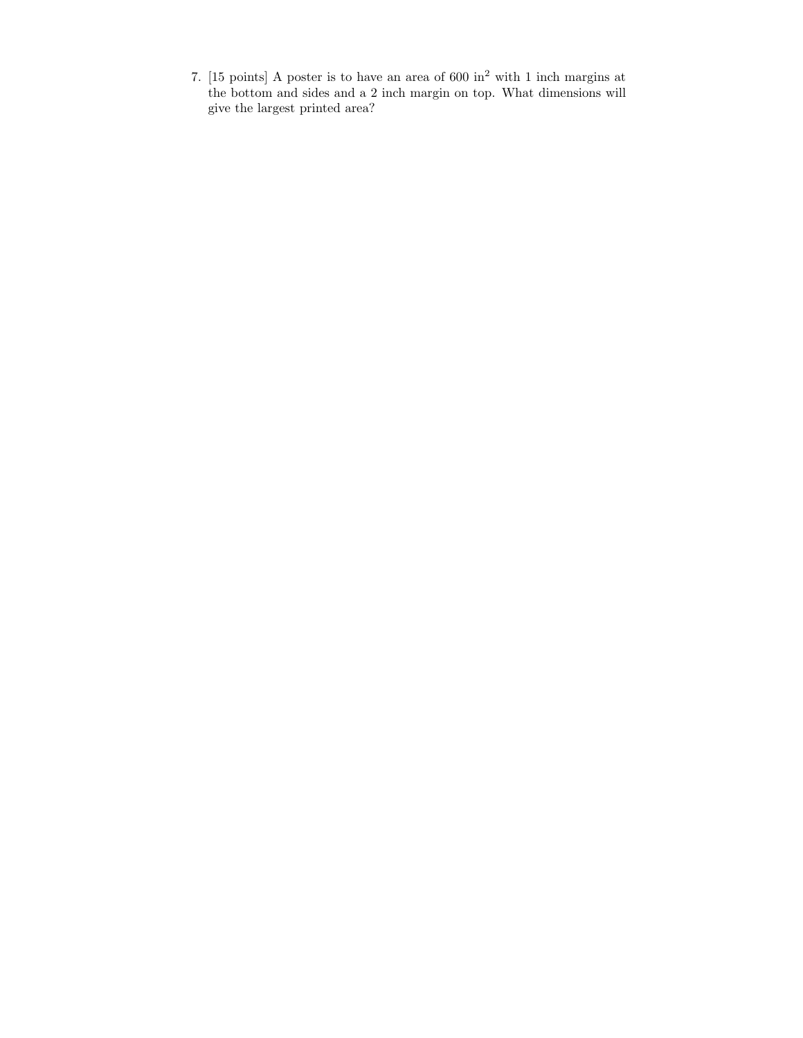7. [15 points] A poster is to have an area of 600 $\text{in}^2$ with 1 inch margins at the bottom and sides and a 2 inch margin on top. What dimensions will give the largest printed area?